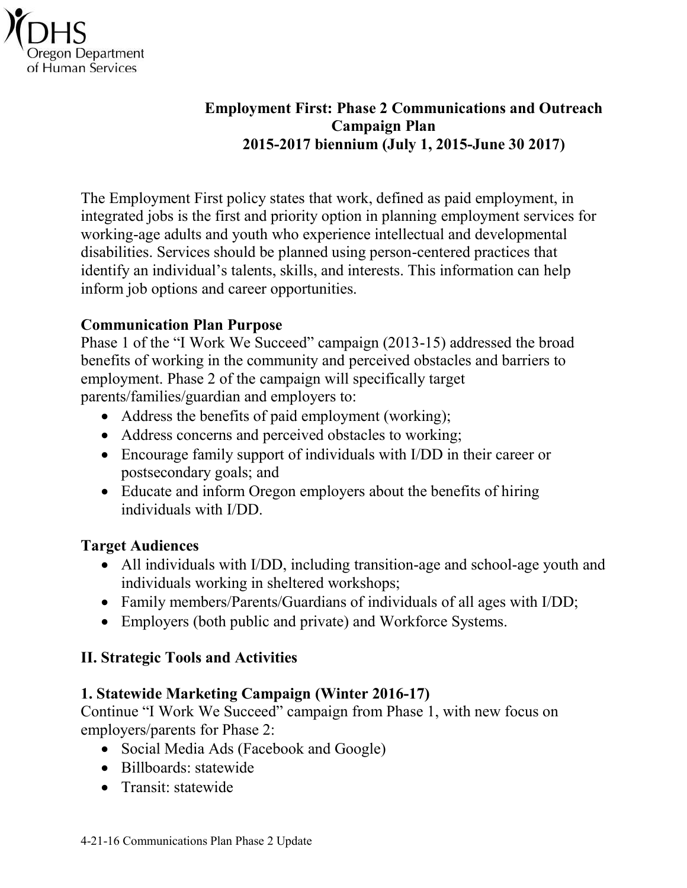DHS
Oregon Department of Human Services

# Employment First: Phase 2 Communications and Outreach Campaign Plan 2015-2017 biennium (July 1, 2015-June 30 2017)

The Employment First policy states that work, defined as paid employment, in integrated jobs is the first and priority option in planning employment services for working-age adults and youth who experience intellectual and developmental disabilities. Services should be planned using person-centered practices that identify an individual's talents, skills, and interests. This information can help inform job options and career opportunities.

**Communication Plan Purpose**

Phase 1 of the "I Work We Succeed" campaign (2013-15) addressed the broad benefits of working in the community and perceived obstacles and barriers to employment. Phase 2 of the campaign will specifically target parents/families/guardian and employers to:

- Address the benefits of paid employment (working);
- Address concerns and perceived obstacles to working;
- Encourage family support of individuals with I/DD in their career or postsecondary goals; and
- Educate and inform Oregon employers about the benefits of hiring individuals with I/DD.

**Target Audiences**

- All individuals with I/DD, including transition-age and school-age youth and individuals working in sheltered workshops;
- Family members/Parents/Guardians of individuals of all ages with I/DD;
- Employers (both public and private) and Workforce Systems.

## II. Strategic Tools and Activities

### 1. Statewide Marketing Campaign (Winter 2016-17)

Continue "I Work We Succeed" campaign from Phase 1, with new focus on employers/parents for Phase 2:

- Social Media Ads (Facebook and Google)
- Billboards: statewide
- Transit: statewide

4-21-16 Communications Plan Phase 2 Update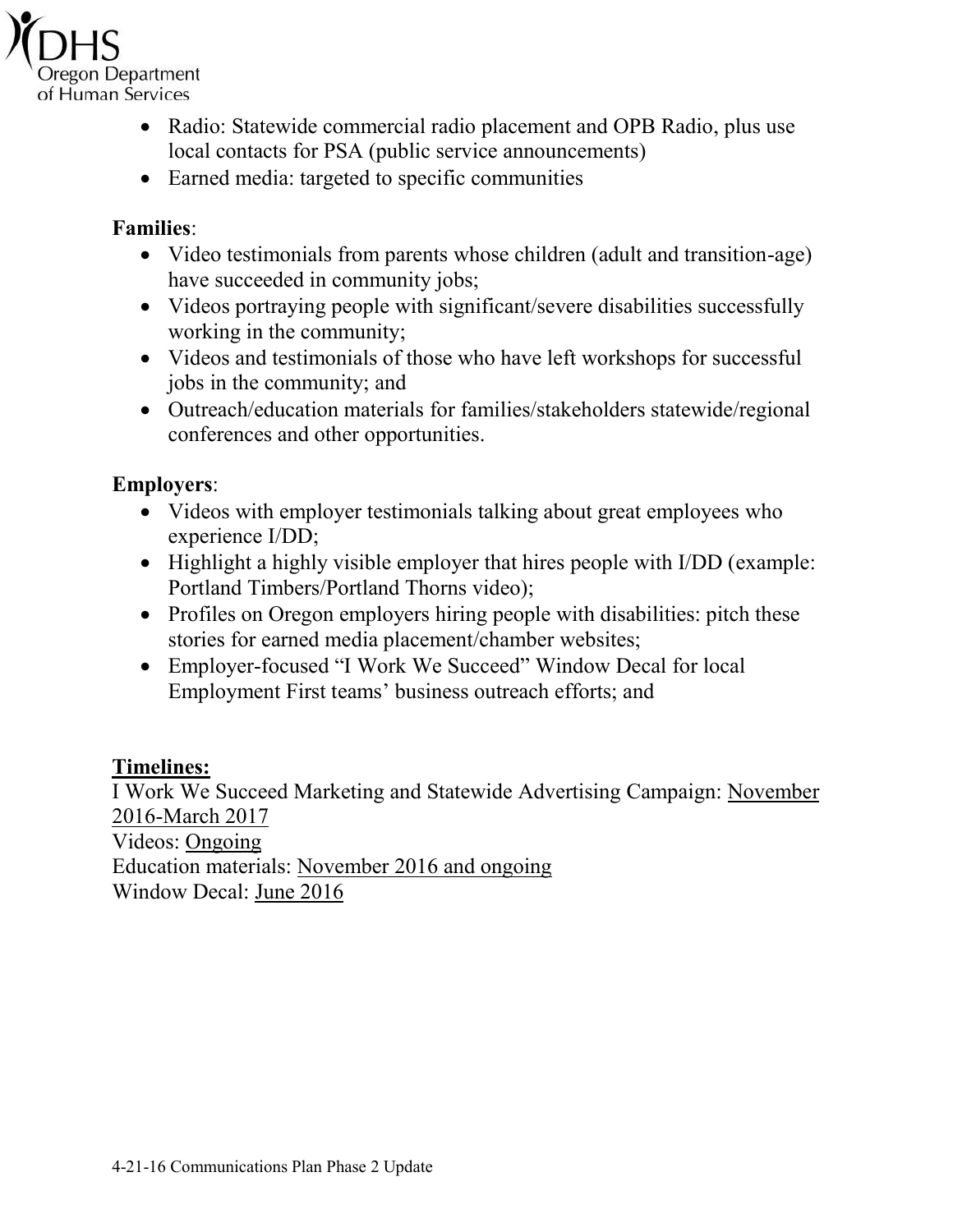- Radio: Statewide commercial radio placement and OPB Radio, plus use local contacts for PSA (public service announcements)
- Earned media: targeted to specific communities

**Families**:

- Video testimonials from parents whose children (adult and transition-age) have succeeded in community jobs;
- Videos portraying people with significant/severe disabilities successfully working in the community;
- Videos and testimonials of those who have left workshops for successful jobs in the community; and
- Outreach/education materials for families/stakeholders statewide/regional conferences and other opportunities.

**Employers**:

- Videos with employer testimonials talking about great employees who experience I/DD;
- Highlight a highly visible employer that hires people with I/DD (example: Portland Timbers/Portland Thorns video);
- Profiles on Oregon employers hiring people with disabilities: pitch these stories for earned media placement/chamber websites;
- Employer-focused "I Work We Succeed" Window Decal for local Employment First teams' business outreach efforts; and

**Timelines:**

I Work We Succeed Marketing and Statewide Advertising Campaign: November 2016-March 2017
Videos: Ongoing
Education materials: November 2016 and ongoing
Window Decal: June 2016